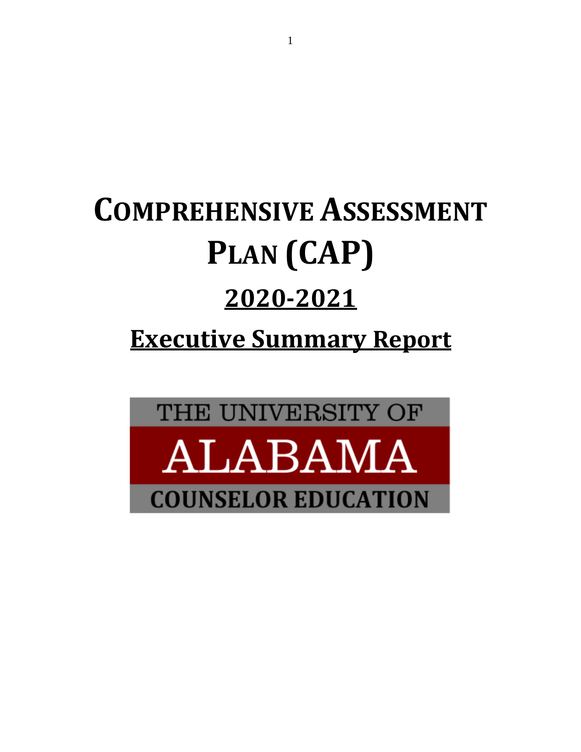# Comprehensive Assessment Plan (CAP)

## 2020-2021

## Executive Summary Report

THE UNIVERSITY OF

ALABAMA

COUNSELOR EDUCATION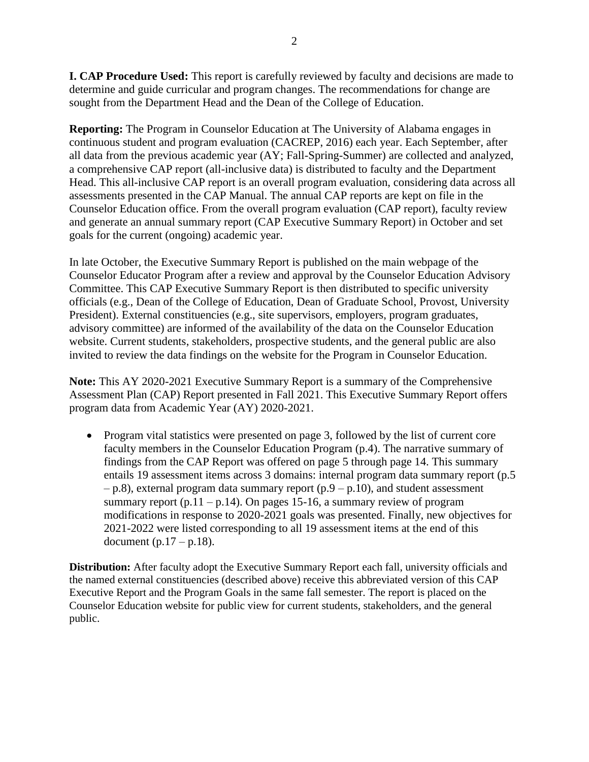**I. CAP Procedure Used:** This report is carefully reviewed by faculty and decisions are made to determine and guide curricular and program changes. The recommendations for change are sought from the Department Head and the Dean of the College of Education.

**Reporting:** The Program in Counselor Education at The University of Alabama engages in continuous student and program evaluation (CACREP, 2016) each year. Each September, after all data from the previous academic year (AY; Fall-Spring-Summer) are collected and analyzed, a comprehensive CAP report (all-inclusive data) is distributed to faculty and the Department Head. This all-inclusive CAP report is an overall program evaluation, considering data across all assessments presented in the CAP Manual. The annual CAP reports are kept on file in the Counselor Education office. From the overall program evaluation (CAP report), faculty review and generate an annual summary report (CAP Executive Summary Report) in October and set goals for the current (ongoing) academic year.

In late October, the Executive Summary Report is published on the main webpage of the Counselor Educator Program after a review and approval by the Counselor Education Advisory Committee. This CAP Executive Summary Report is then distributed to specific university officials (e.g., Dean of the College of Education, Dean of Graduate School, Provost, University President). External constituencies (e.g., site supervisors, employers, program graduates, advisory committee) are informed of the availability of the data on the Counselor Education website. Current students, stakeholders, prospective students, and the general public are also invited to review the data findings on the website for the Program in Counselor Education.

**Note:** This AY 2020-2021 Executive Summary Report is a summary of the Comprehensive Assessment Plan (CAP) Report presented in Fall 2021. This Executive Summary Report offers program data from Academic Year (AY) 2020-2021.

- Program vital statistics were presented on page 3, followed by the list of current core faculty members in the Counselor Education Program (p.4). The narrative summary of findings from the CAP Report was offered on page 5 through page 14. This summary entails 19 assessment items across 3 domains: internal program data summary report (p.5 – p.8), external program data summary report (p.9 – p.10), and student assessment summary report (p.11 – p.14). On pages 15-16, a summary review of program modifications in response to 2020-2021 goals was presented. Finally, new objectives for 2021-2022 were listed corresponding to all 19 assessment items at the end of this document (p.17 – p.18).

**Distribution:** After faculty adopt the Executive Summary Report each fall, university officials and the named external constituencies (described above) receive this abbreviated version of this CAP Executive Report and the Program Goals in the same fall semester. The report is placed on the Counselor Education website for public view for current students, stakeholders, and the general public.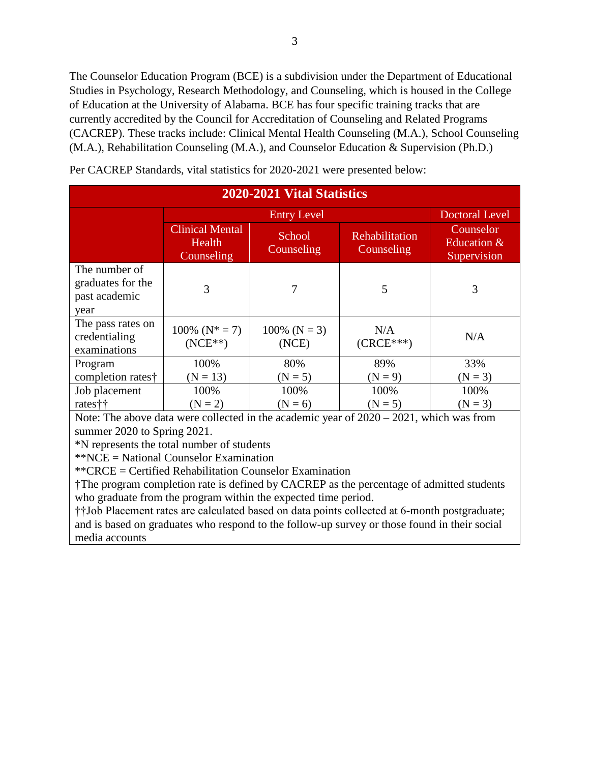The Counselor Education Program (BCE) is a subdivision under the Department of Educational Studies in Psychology, Research Methodology, and Counseling, which is housed in the College of Education at the University of Alabama. BCE has four specific training tracks that are currently accredited by the Council for Accreditation of Counseling and Related Programs (CACREP). These tracks include: Clinical Mental Health Counseling (M.A.), School Counseling (M.A.), Rehabilitation Counseling (M.A.), and Counselor Education & Supervision (Ph.D.)

Per CACREP Standards, vital statistics for 2020-2021 were presented below:

| 2020-2021 Vital Statistics | | | | |
|---|---|---|---|---|
| | Entry Level | | | Doctoral Level |
| | Clinical Mental Health Counseling | School Counseling | Rehabilitation Counseling | Counselor Education & Supervision |
| The number of graduates for the past academic year | 3 | 7 | 5 | 3 |
| The pass rates on credentialing examinations | 100% (N* = 7) (NCE**) | 100% (N = 3) (NCE) | N/A (CRCE***) | N/A |
| Program completion rates† | 100% (N = 13) | 80% (N = 5) | 89% (N = 9) | 33% (N = 3) |
| Job placement rates†† | 100% (N = 2) | 100% (N = 6) | 100% (N = 5) | 100% (N = 3) |

Note: The above data were collected in the academic year of 2020 – 2021, which was from summer 2020 to Spring 2021.

*N represents the total number of students

**NCE = National Counselor Examination

**CRCE = Certified Rehabilitation Counselor Examination

†The program completion rate is defined by CACREP as the percentage of admitted students who graduate from the program within the expected time period.

††Job Placement rates are calculated based on data points collected at 6-month postgraduate; and is based on graduates who respond to the follow-up survey or those found in their social media accounts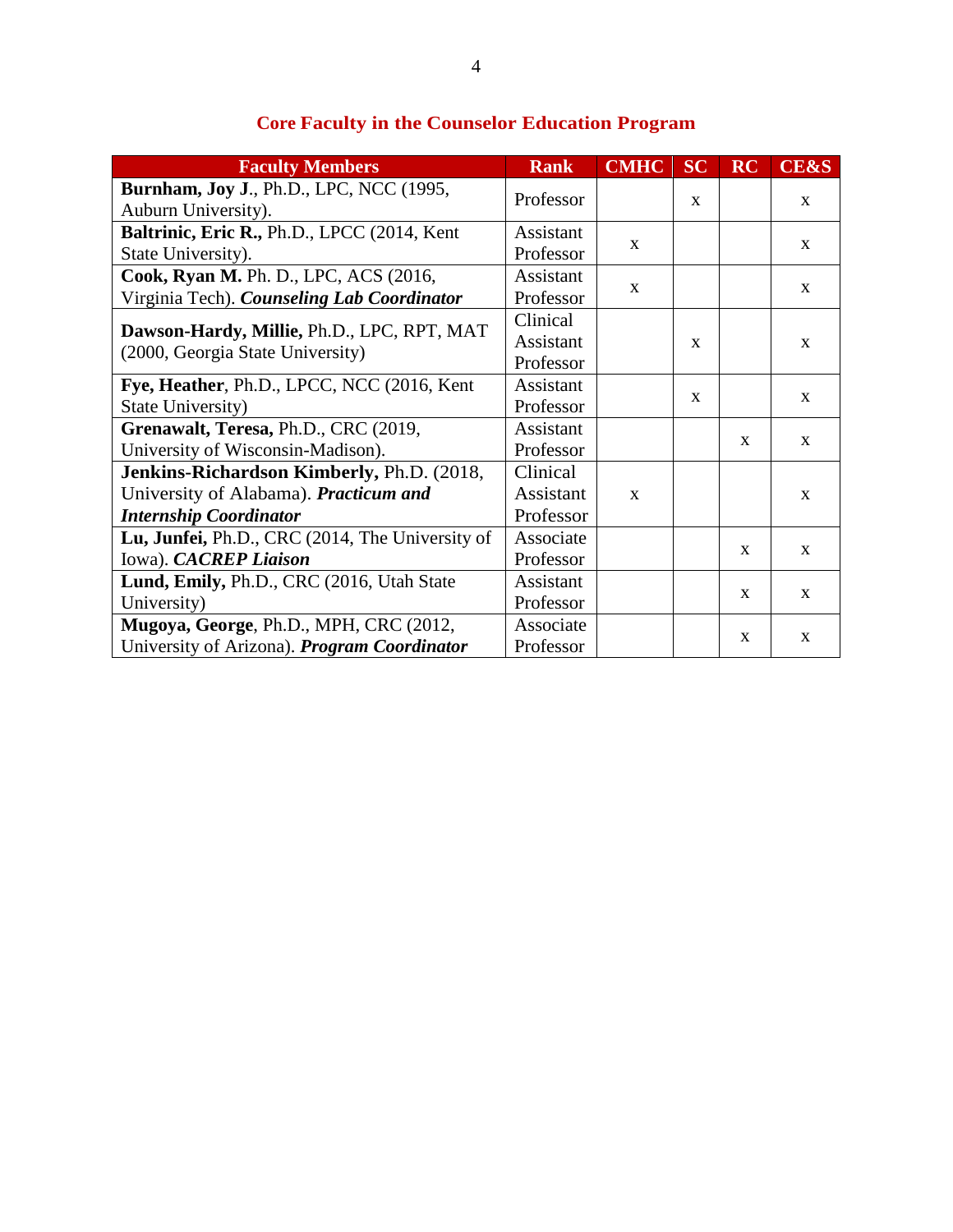## Core Faculty in the Counselor Education Program

| Faculty Members | Rank | CMHC | SC | RC | CE&S |
|---|---|---|---|---|---|
| **Burnham, Joy J**., Ph.D., LPC, NCC (1995, Auburn University). | Professor | | x | | x |
| **Baltrinic, Eric R.,** Ph.D., LPCC (2014, Kent State University). | Assistant Professor | x | | | x |
| **Cook, Ryan M.** Ph. D., LPC, ACS (2016, Virginia Tech). ***Counseling Lab Coordinator*** | Assistant Professor | x | | | x |
| **Dawson-Hardy, Millie,** Ph.D., LPC, RPT, MAT (2000, Georgia State University) | Clinical Assistant Professor | | x | | x |
| **Fye, Heather**, Ph.D., LPCC, NCC (2016, Kent State University) | Assistant Professor | | x | | x |
| **Grenawalt, Teresa,** Ph.D., CRC (2019, University of Wisconsin-Madison). | Assistant Professor | | | x | x |
| **Jenkins-Richardson Kimberly,** Ph.D. (2018, University of Alabama). ***Practicum and Internship Coordinator*** | Clinical Assistant Professor | x | | | x |
| **Lu, Junfei,** Ph.D., CRC (2014, The University of Iowa). ***CACREP Liaison*** | Associate Professor | | | x | x |
| **Lund, Emily,** Ph.D., CRC (2016, Utah State University) | Assistant Professor | | | x | x |
| **Mugoya, George**, Ph.D., MPH, CRC (2012, University of Arizona). ***Program Coordinator*** | Associate Professor | | | x | x |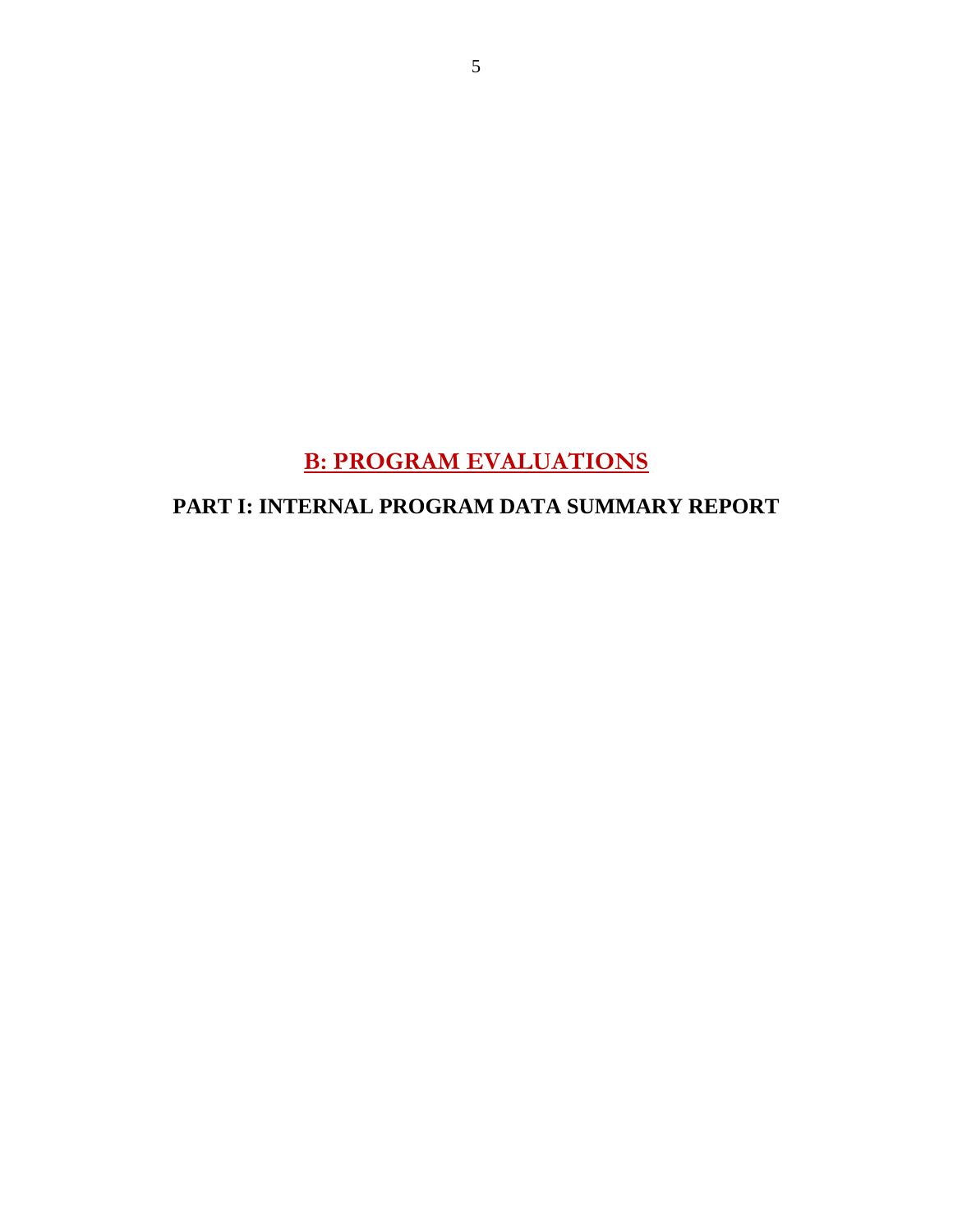# B: PROGRAM EVALUATIONS

## PART I: INTERNAL PROGRAM DATA SUMMARY REPORT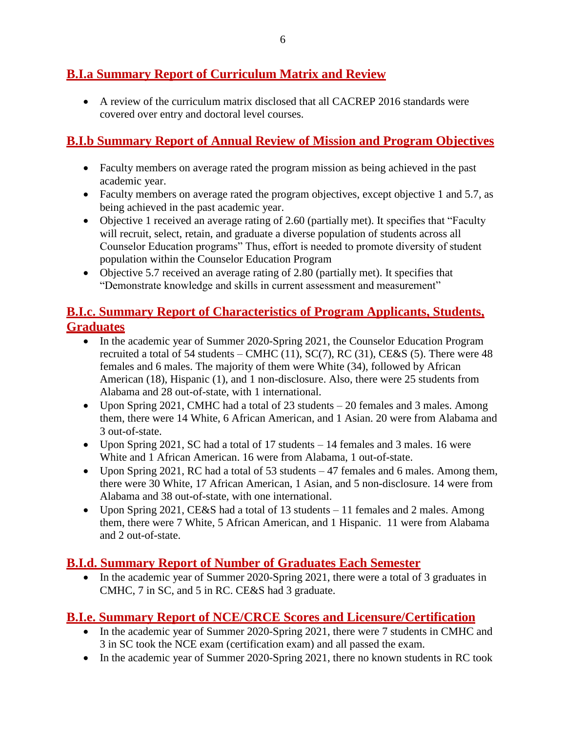## B.I.a Summary Report of Curriculum Matrix and Review

- A review of the curriculum matrix disclosed that all CACREP 2016 standards were covered over entry and doctoral level courses.

## B.I.b Summary Report of Annual Review of Mission and Program Objectives

- Faculty members on average rated the program mission as being achieved in the past academic year.
- Faculty members on average rated the program objectives, except objective 1 and 5.7, as being achieved in the past academic year.
- Objective 1 received an average rating of 2.60 (partially met). It specifies that "Faculty will recruit, select, retain, and graduate a diverse population of students across all Counselor Education programs" Thus, effort is needed to promote diversity of student population within the Counselor Education Program
- Objective 5.7 received an average rating of 2.80 (partially met). It specifies that "Demonstrate knowledge and skills in current assessment and measurement"

## B.I.c. Summary Report of Characteristics of Program Applicants, Students, Graduates

- In the academic year of Summer 2020-Spring 2021, the Counselor Education Program recruited a total of 54 students – CMHC (11), SC(7), RC (31), CE&S (5). There were 48 females and 6 males. The majority of them were White (34), followed by African American (18), Hispanic (1), and 1 non-disclosure. Also, there were 25 students from Alabama and 28 out-of-state, with 1 international.
- Upon Spring 2021, CMHC had a total of 23 students – 20 females and 3 males. Among them, there were 14 White, 6 African American, and 1 Asian. 20 were from Alabama and 3 out-of-state.
- Upon Spring 2021, SC had a total of 17 students – 14 females and 3 males. 16 were White and 1 African American. 16 were from Alabama, 1 out-of-state.
- Upon Spring 2021, RC had a total of 53 students – 47 females and 6 males. Among them, there were 30 White, 17 African American, 1 Asian, and 5 non-disclosure. 14 were from Alabama and 38 out-of-state, with one international.
- Upon Spring 2021, CE&S had a total of 13 students – 11 females and 2 males. Among them, there were 7 White, 5 African American, and 1 Hispanic. 11 were from Alabama and 2 out-of-state.

## B.I.d. Summary Report of Number of Graduates Each Semester

- In the academic year of Summer 2020-Spring 2021, there were a total of 3 graduates in CMHC, 7 in SC, and 5 in RC. CE&S had 3 graduate.

## B.I.e. Summary Report of NCE/CRCE Scores and Licensure/Certification

- In the academic year of Summer 2020-Spring 2021, there were 7 students in CMHC and 3 in SC took the NCE exam (certification exam) and all passed the exam.
- In the academic year of Summer 2020-Spring 2021, there no known students in RC took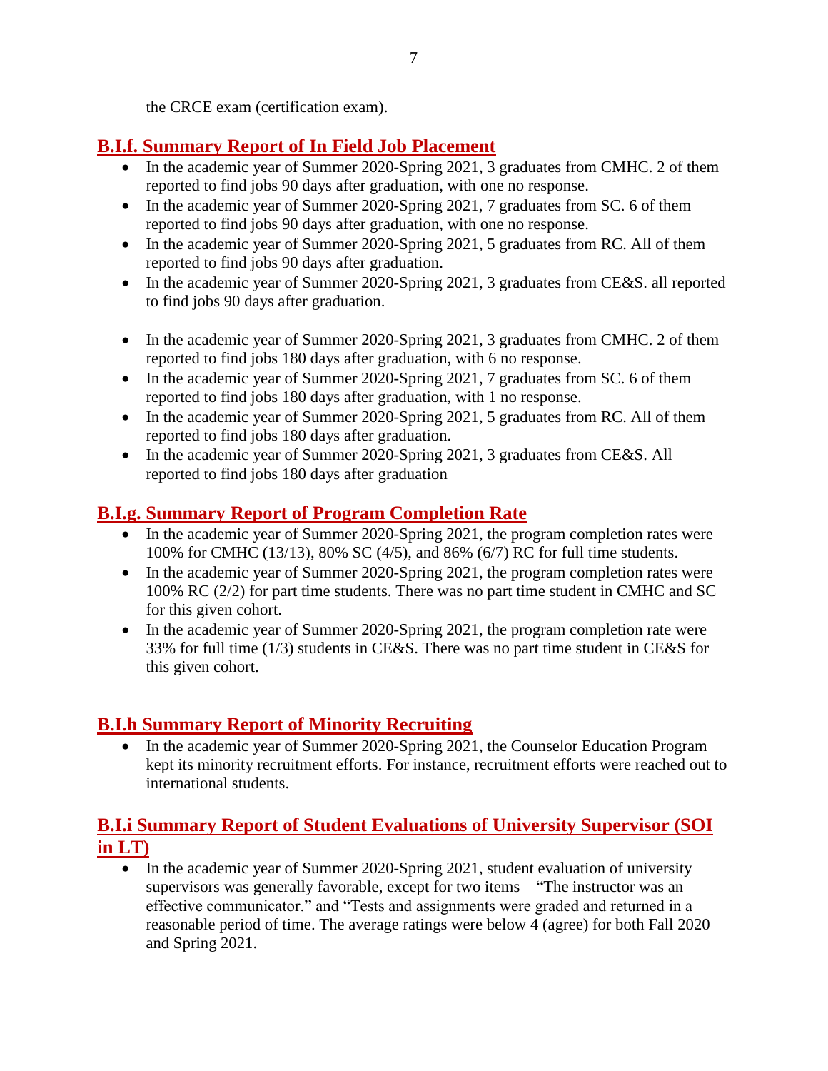the CRCE exam (certification exam).

## B.I.f. Summary Report of In Field Job Placement

- In the academic year of Summer 2020-Spring 2021, 3 graduates from CMHC. 2 of them reported to find jobs 90 days after graduation, with one no response.
- In the academic year of Summer 2020-Spring 2021, 7 graduates from SC. 6 of them reported to find jobs 90 days after graduation, with one no response.
- In the academic year of Summer 2020-Spring 2021, 5 graduates from RC. All of them reported to find jobs 90 days after graduation.
- In the academic year of Summer 2020-Spring 2021, 3 graduates from CE&S. all reported to find jobs 90 days after graduation.

- In the academic year of Summer 2020-Spring 2021, 3 graduates from CMHC. 2 of them reported to find jobs 180 days after graduation, with 6 no response.
- In the academic year of Summer 2020-Spring 2021, 7 graduates from SC. 6 of them reported to find jobs 180 days after graduation, with 1 no response.
- In the academic year of Summer 2020-Spring 2021, 5 graduates from RC. All of them reported to find jobs 180 days after graduation.
- In the academic year of Summer 2020-Spring 2021, 3 graduates from CE&S. All reported to find jobs 180 days after graduation

## B.I.g. Summary Report of Program Completion Rate

- In the academic year of Summer 2020-Spring 2021, the program completion rates were 100% for CMHC (13/13), 80% SC (4/5), and 86% (6/7) RC for full time students.
- In the academic year of Summer 2020-Spring 2021, the program completion rates were 100% RC (2/2) for part time students. There was no part time student in CMHC and SC for this given cohort.
- In the academic year of Summer 2020-Spring 2021, the program completion rate were 33% for full time (1/3) students in CE&S. There was no part time student in CE&S for this given cohort.

## B.I.h Summary Report of Minority Recruiting

- In the academic year of Summer 2020-Spring 2021, the Counselor Education Program kept its minority recruitment efforts. For instance, recruitment efforts were reached out to international students.

## B.I.i Summary Report of Student Evaluations of University Supervisor (SOI in LT)

- In the academic year of Summer 2020-Spring 2021, student evaluation of university supervisors was generally favorable, except for two items – "The instructor was an effective communicator." and "Tests and assignments were graded and returned in a reasonable period of time. The average ratings were below 4 (agree) for both Fall 2020 and Spring 2021.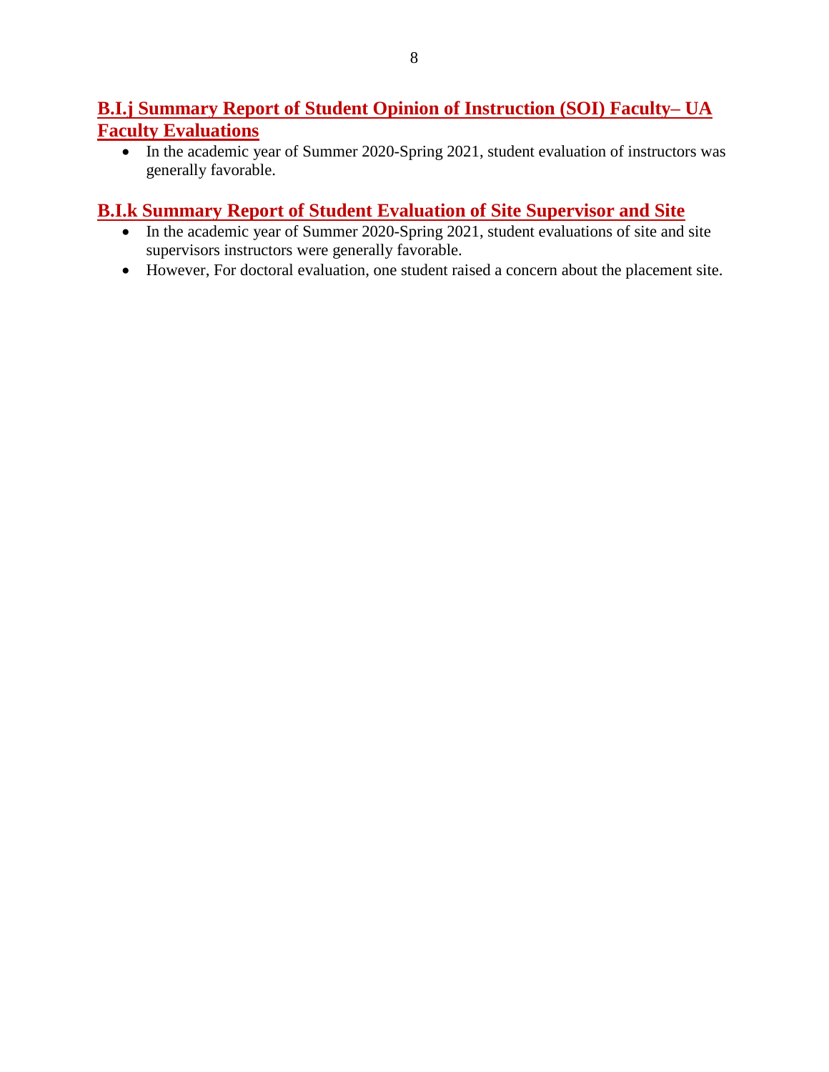## B.I.j Summary Report of Student Opinion of Instruction (SOI) Faculty– UA Faculty Evaluations

- In the academic year of Summer 2020-Spring 2021, student evaluation of instructors was generally favorable.

## B.I.k Summary Report of Student Evaluation of Site Supervisor and Site

- In the academic year of Summer 2020-Spring 2021, student evaluations of site and site supervisors instructors were generally favorable.
- However, For doctoral evaluation, one student raised a concern about the placement site.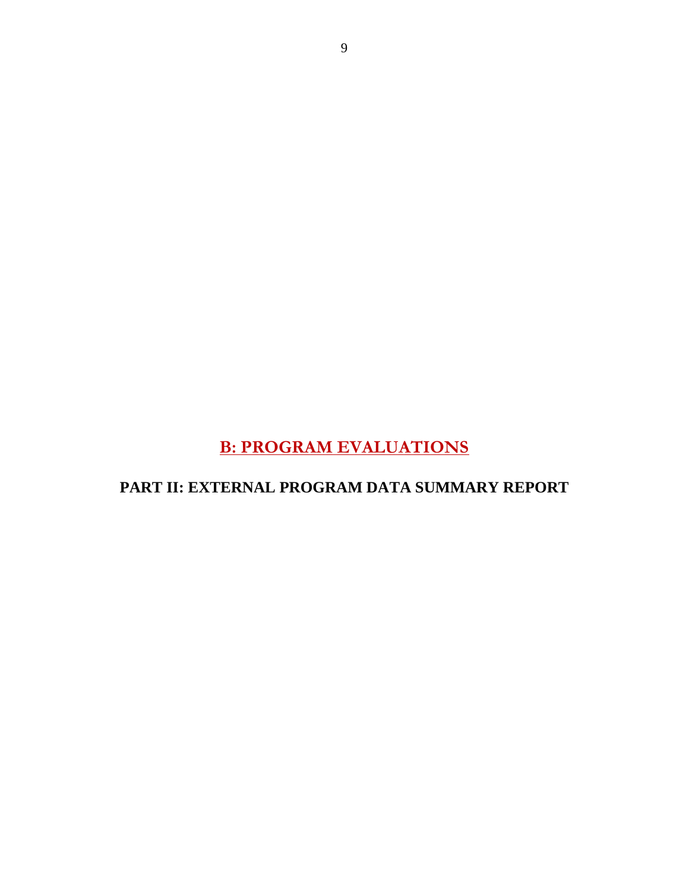# B: PROGRAM EVALUATIONS

## PART II: EXTERNAL PROGRAM DATA SUMMARY REPORT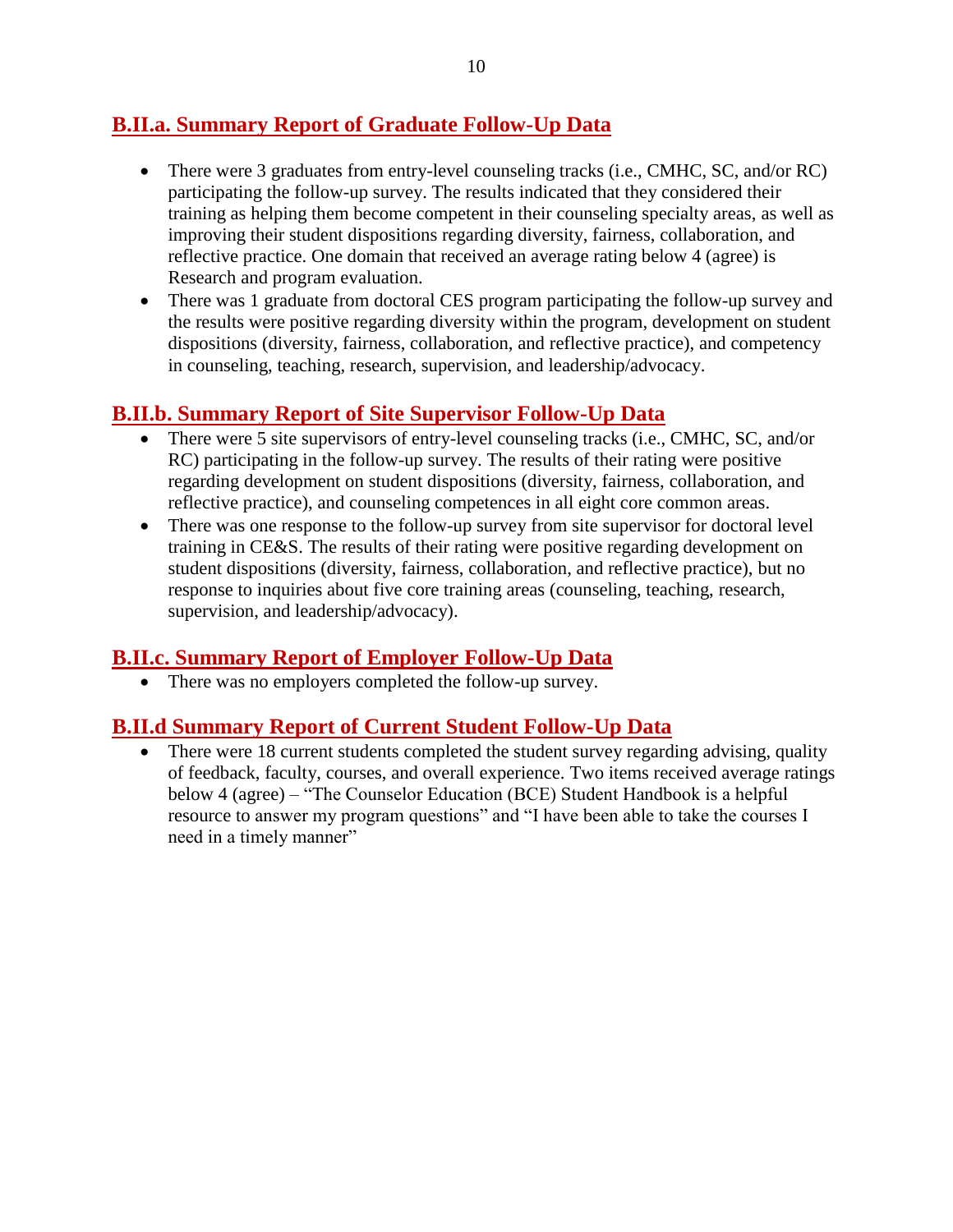## B.II.a. Summary Report of Graduate Follow-Up Data

- There were 3 graduates from entry-level counseling tracks (i.e., CMHC, SC, and/or RC) participating the follow-up survey. The results indicated that they considered their training as helping them become competent in their counseling specialty areas, as well as improving their student dispositions regarding diversity, fairness, collaboration, and reflective practice. One domain that received an average rating below 4 (agree) is Research and program evaluation.
- There was 1 graduate from doctoral CES program participating the follow-up survey and the results were positive regarding diversity within the program, development on student dispositions (diversity, fairness, collaboration, and reflective practice), and competency in counseling, teaching, research, supervision, and leadership/advocacy.

## B.II.b. Summary Report of Site Supervisor Follow-Up Data

- There were 5 site supervisors of entry-level counseling tracks (i.e., CMHC, SC, and/or RC) participating in the follow-up survey. The results of their rating were positive regarding development on student dispositions (diversity, fairness, collaboration, and reflective practice), and counseling competences in all eight core common areas.
- There was one response to the follow-up survey from site supervisor for doctoral level training in CE&S. The results of their rating were positive regarding development on student dispositions (diversity, fairness, collaboration, and reflective practice), but no response to inquiries about five core training areas (counseling, teaching, research, supervision, and leadership/advocacy).

## B.II.c. Summary Report of Employer Follow-Up Data

- There was no employers completed the follow-up survey.

## B.II.d Summary Report of Current Student Follow-Up Data

- There were 18 current students completed the student survey regarding advising, quality of feedback, faculty, courses, and overall experience. Two items received average ratings below 4 (agree) – "The Counselor Education (BCE) Student Handbook is a helpful resource to answer my program questions" and "I have been able to take the courses I need in a timely manner"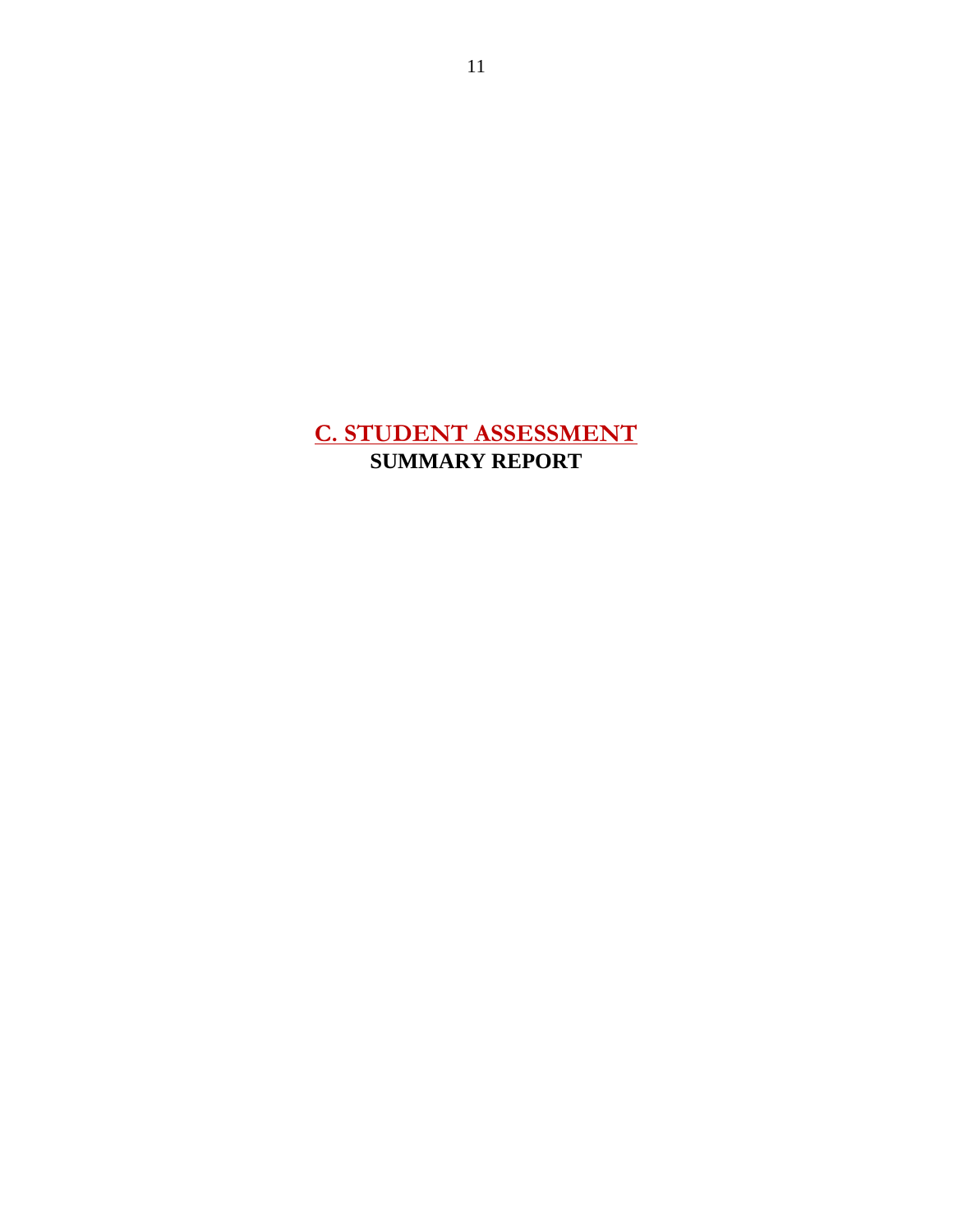# C. STUDENT ASSESSMENT

**SUMMARY REPORT**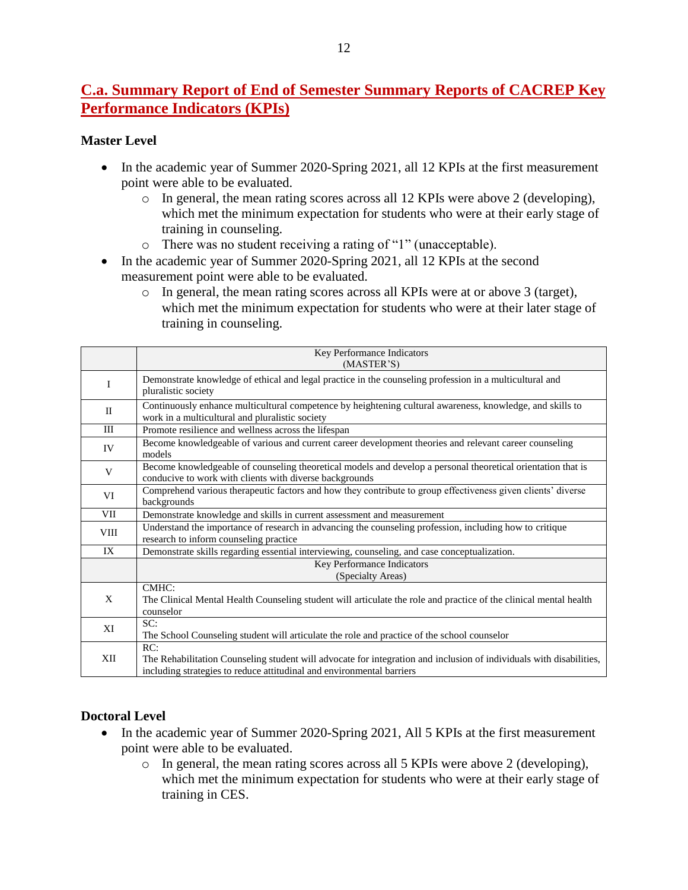## C.a. Summary Report of End of Semester Summary Reports of CACREP Key Performance Indicators (KPIs)

### Master Level

- In the academic year of Summer 2020-Spring 2021, all 12 KPIs at the first measurement point were able to be evaluated.
  - In general, the mean rating scores across all 12 KPIs were above 2 (developing), which met the minimum expectation for students who were at their early stage of training in counseling.
  - There was no student receiving a rating of "1" (unacceptable).
- In the academic year of Summer 2020-Spring 2021, all 12 KPIs at the second measurement point were able to be evaluated.
  - In general, the mean rating scores across all KPIs were at or above 3 (target), which met the minimum expectation for students who were at their later stage of training in counseling.

| | Key Performance Indicators (MASTER'S) |
|---|---|
| I | Demonstrate knowledge of ethical and legal practice in the counseling profession in a multicultural and pluralistic society |
| II | Continuously enhance multicultural competence by heightening cultural awareness, knowledge, and skills to work in a multicultural and pluralistic society |
| III | Promote resilience and wellness across the lifespan |
| IV | Become knowledgeable of various and current career development theories and relevant career counseling models |
| V | Become knowledgeable of counseling theoretical models and develop a personal theoretical orientation that is conducive to work with clients with diverse backgrounds |
| VI | Comprehend various therapeutic factors and how they contribute to group effectiveness given clients' diverse backgrounds |
| VII | Demonstrate knowledge and skills in current assessment and measurement |
| VIII | Understand the importance of research in advancing the counseling profession, including how to critique research to inform counseling practice |
| IX | Demonstrate skills regarding essential interviewing, counseling, and case conceptualization. |
| | Key Performance Indicators (Specialty Areas) |
| X | CMHC: The Clinical Mental Health Counseling student will articulate the role and practice of the clinical mental health counselor |
| XI | SC: The School Counseling student will articulate the role and practice of the school counselor |
| XII | RC: The Rehabilitation Counseling student will advocate for integration and inclusion of individuals with disabilities, including strategies to reduce attitudinal and environmental barriers |

### Doctoral Level

- In the academic year of Summer 2020-Spring 2021, All 5 KPIs at the first measurement point were able to be evaluated.
  - In general, the mean rating scores across all 5 KPIs were above 2 (developing), which met the minimum expectation for students who were at their early stage of training in CES.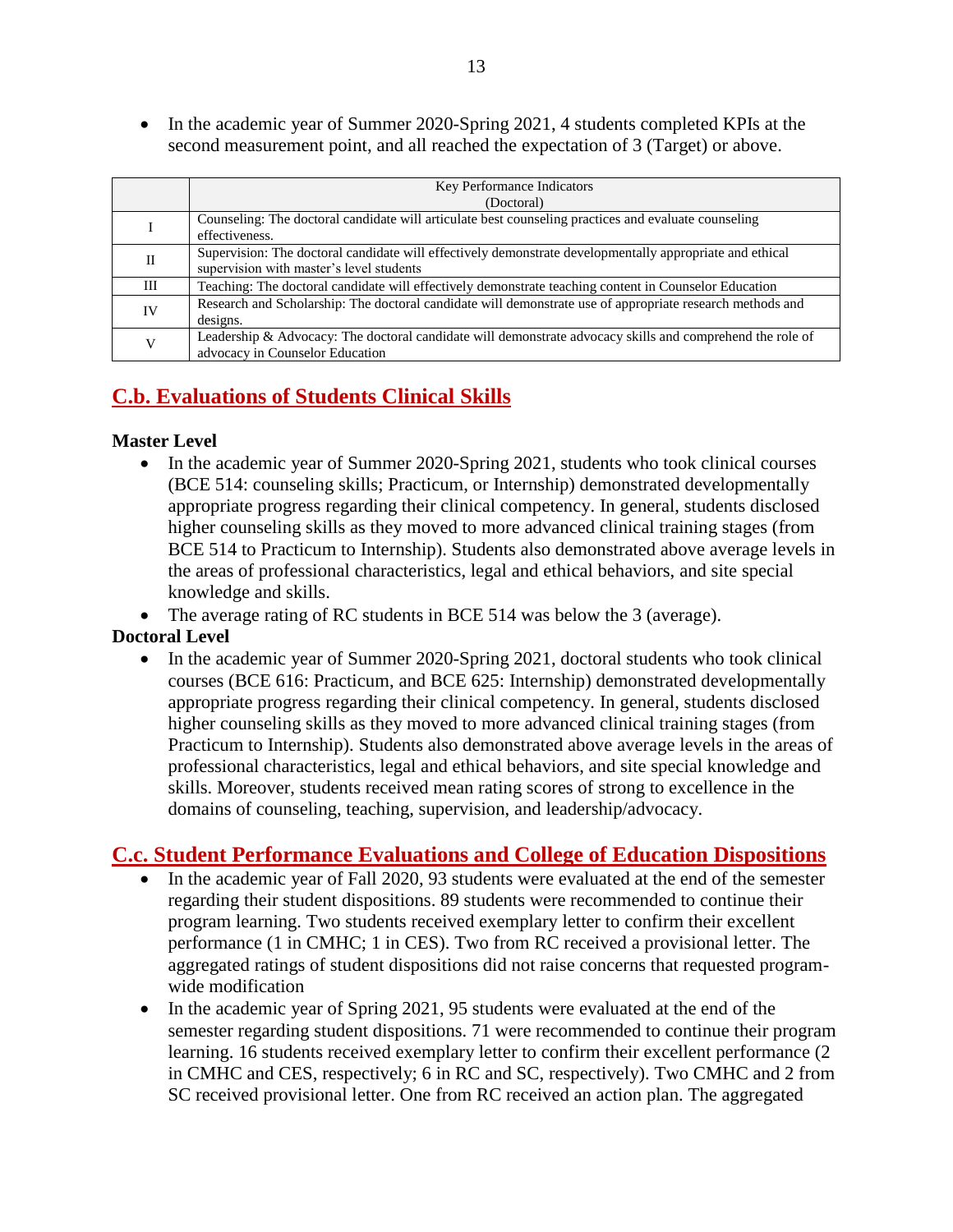- In the academic year of Summer 2020-Spring 2021, 4 students completed KPIs at the second measurement point, and all reached the expectation of 3 (Target) or above.

| | Key Performance Indicators (Doctoral) |
|---|---|
| I | Counseling: The doctoral candidate will articulate best counseling practices and evaluate counseling effectiveness. |
| II | Supervision: The doctoral candidate will effectively demonstrate developmentally appropriate and ethical supervision with master's level students |
| III | Teaching: The doctoral candidate will effectively demonstrate teaching content in Counselor Education |
| IV | Research and Scholarship: The doctoral candidate will demonstrate use of appropriate research methods and designs. |
| V | Leadership & Advocacy: The doctoral candidate will demonstrate advocacy skills and comprehend the role of advocacy in Counselor Education |

## C.b. Evaluations of Students Clinical Skills

**Master Level**

- In the academic year of Summer 2020-Spring 2021, students who took clinical courses (BCE 514: counseling skills; Practicum, or Internship) demonstrated developmentally appropriate progress regarding their clinical competency. In general, students disclosed higher counseling skills as they moved to more advanced clinical training stages (from BCE 514 to Practicum to Internship). Students also demonstrated above average levels in the areas of professional characteristics, legal and ethical behaviors, and site special knowledge and skills.
- The average rating of RC students in BCE 514 was below the 3 (average).

**Doctoral Level**

- In the academic year of Summer 2020-Spring 2021, doctoral students who took clinical courses (BCE 616: Practicum, and BCE 625: Internship) demonstrated developmentally appropriate progress regarding their clinical competency. In general, students disclosed higher counseling skills as they moved to more advanced clinical training stages (from Practicum to Internship). Students also demonstrated above average levels in the areas of professional characteristics, legal and ethical behaviors, and site special knowledge and skills. Moreover, students received mean rating scores of strong to excellence in the domains of counseling, teaching, supervision, and leadership/advocacy.

## C.c. Student Performance Evaluations and College of Education Dispositions

- In the academic year of Fall 2020, 93 students were evaluated at the end of the semester regarding their student dispositions. 89 students were recommended to continue their program learning. Two students received exemplary letter to confirm their excellent performance (1 in CMHC; 1 in CES). Two from RC received a provisional letter. The aggregated ratings of student dispositions did not raise concerns that requested program-wide modification
- In the academic year of Spring 2021, 95 students were evaluated at the end of the semester regarding student dispositions. 71 were recommended to continue their program learning. 16 students received exemplary letter to confirm their excellent performance (2 in CMHC and CES, respectively; 6 in RC and SC, respectively). Two CMHC and 2 from SC received provisional letter. One from RC received an action plan. The aggregated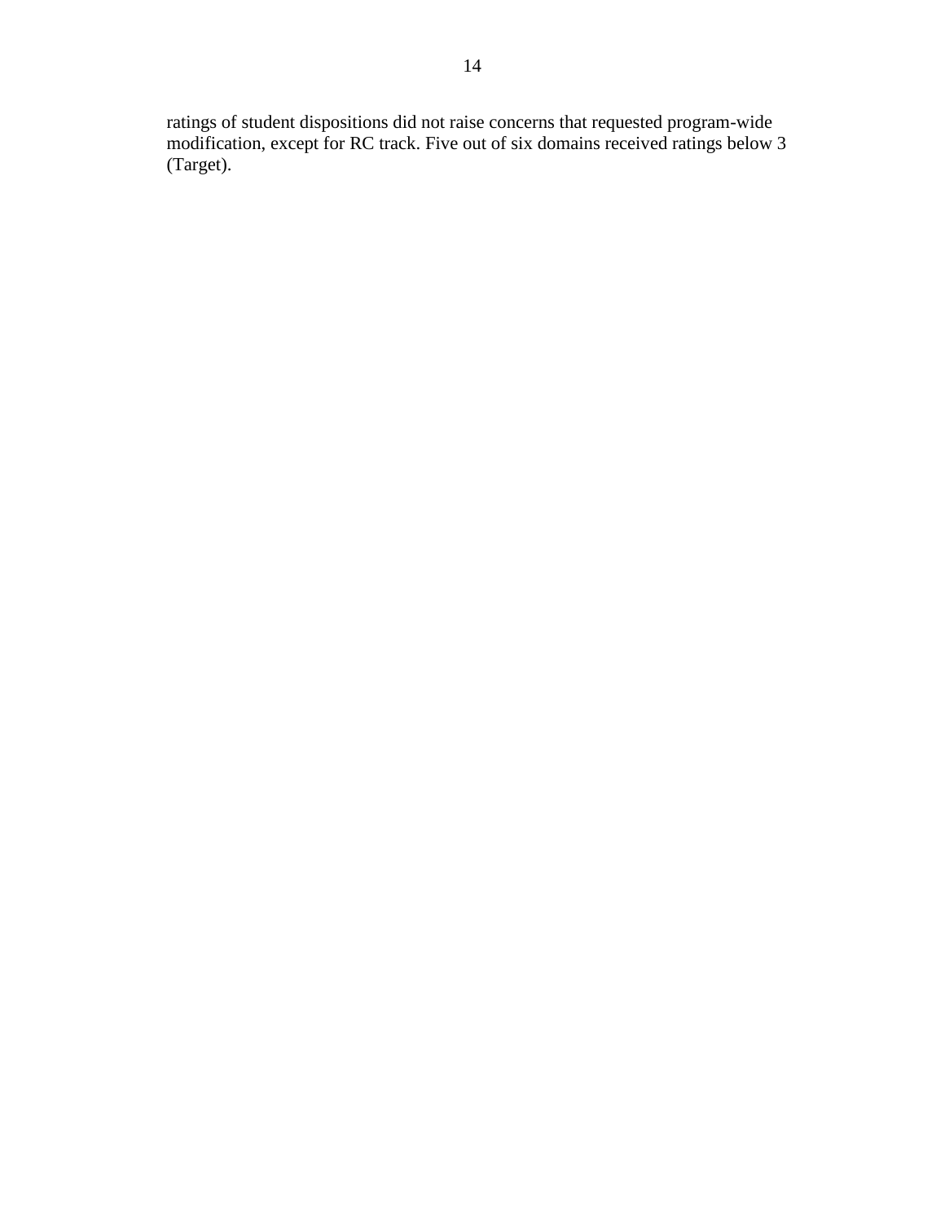ratings of student dispositions did not raise concerns that requested program-wide modification, except for RC track. Five out of six domains received ratings below 3 (Target).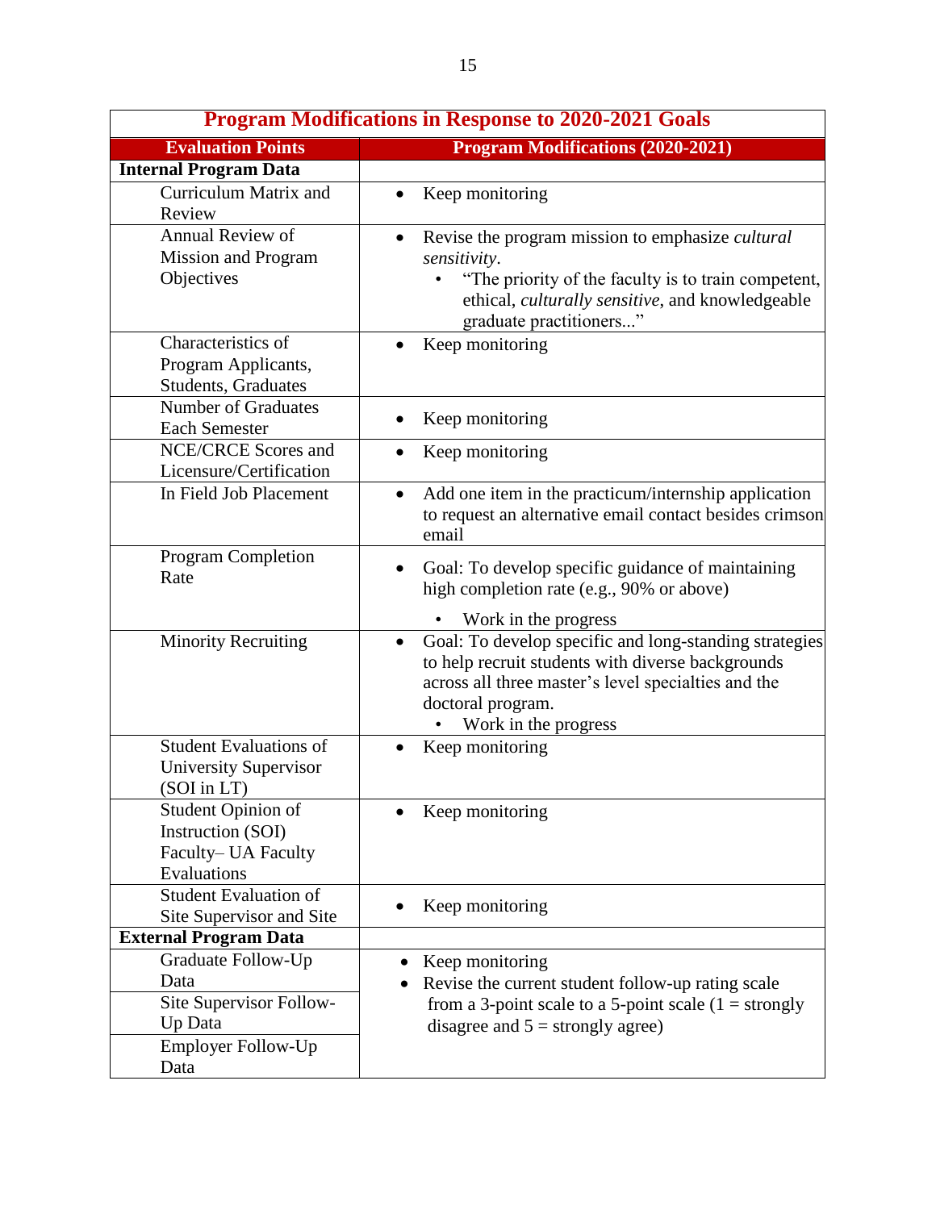| Program Modifications in Response to 2020-2021 Goals | |
|---|---|
| **Evaluation Points** | **Program Modifications (2020-2021)** |
| **Internal Program Data** | |
| Curriculum Matrix and Review | • Keep monitoring |
| Annual Review of Mission and Program Objectives | • Revise the program mission to emphasize *cultural sensitivity*. <br> • "The priority of the faculty is to train competent, ethical, *culturally sensitive*, and knowledgeable graduate practitioners..." |
| Characteristics of Program Applicants, Students, Graduates | • Keep monitoring |
| Number of Graduates Each Semester | • Keep monitoring |
| NCE/CRCE Scores and Licensure/Certification | • Keep monitoring |
| In Field Job Placement | • Add one item in the practicum/internship application to request an alternative email contact besides crimson email |
| Program Completion Rate | • Goal: To develop specific guidance of maintaining high completion rate (e.g., 90% or above) <br> • Work in the progress |
| Minority Recruiting | • Goal: To develop specific and long-standing strategies to help recruit students with diverse backgrounds across all three master's level specialties and the doctoral program. <br> • Work in the progress |
| Student Evaluations of University Supervisor (SOI in LT) | • Keep monitoring |
| Student Opinion of Instruction (SOI) Faculty– UA Faculty Evaluations | • Keep monitoring |
| Student Evaluation of Site Supervisor and Site | • Keep monitoring |
| **External Program Data** | |
| Graduate Follow-Up Data | • Keep monitoring <br> • Revise the current student follow-up rating scale from a 3-point scale to a 5-point scale (1 = strongly disagree and 5 = strongly agree) |
| Site Supervisor Follow-Up Data | |
| Employer Follow-Up Data | |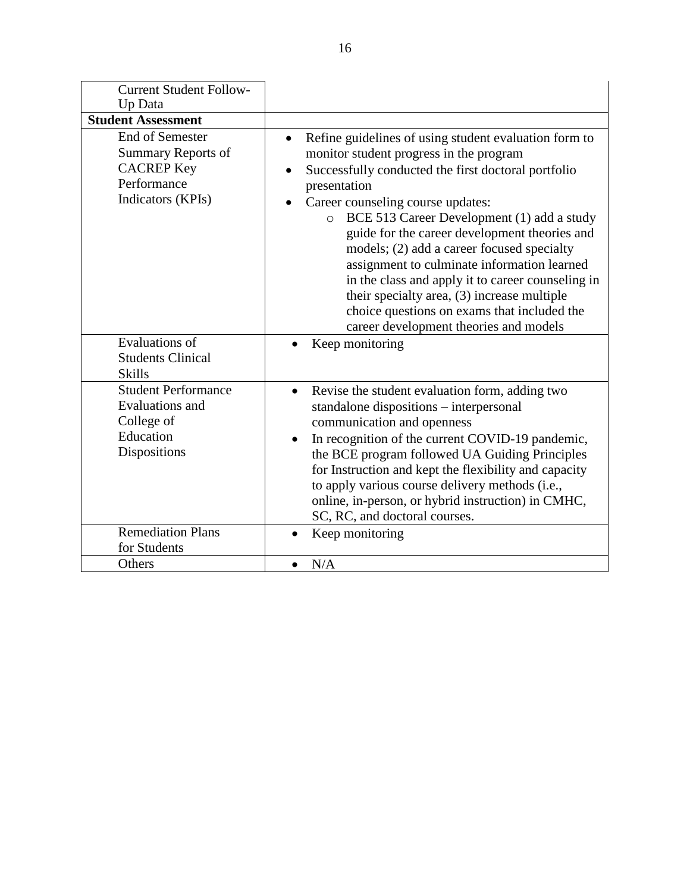| | |
|---|---|
| Current Student Follow-Up Data | |
| **Student Assessment** | |
| End of Semester Summary Reports of CACREP Key Performance Indicators (KPIs) | • Refine guidelines of using student evaluation form to monitor student progress in the program<br>• Successfully conducted the first doctoral portfolio presentation<br>• Career counseling course updates:<br>&nbsp;&nbsp;&nbsp;&nbsp;o BCE 513 Career Development (1) add a study guide for the career development theories and models; (2) add a career focused specialty assignment to culminate information learned in the class and apply it to career counseling in their specialty area, (3) increase multiple choice questions on exams that included the career development theories and models |
| Evaluations of Students Clinical Skills | • Keep monitoring |
| Student Performance Evaluations and College of Education Dispositions | • Revise the student evaluation form, adding two standalone dispositions – interpersonal communication and openness<br>• In recognition of the current COVID-19 pandemic, the BCE program followed UA Guiding Principles for Instruction and kept the flexibility and capacity to apply various course delivery methods (i.e., online, in-person, or hybrid instruction) in CMHC, SC, RC, and doctoral courses. |
| Remediation Plans for Students | • Keep monitoring |
| Others | • N/A |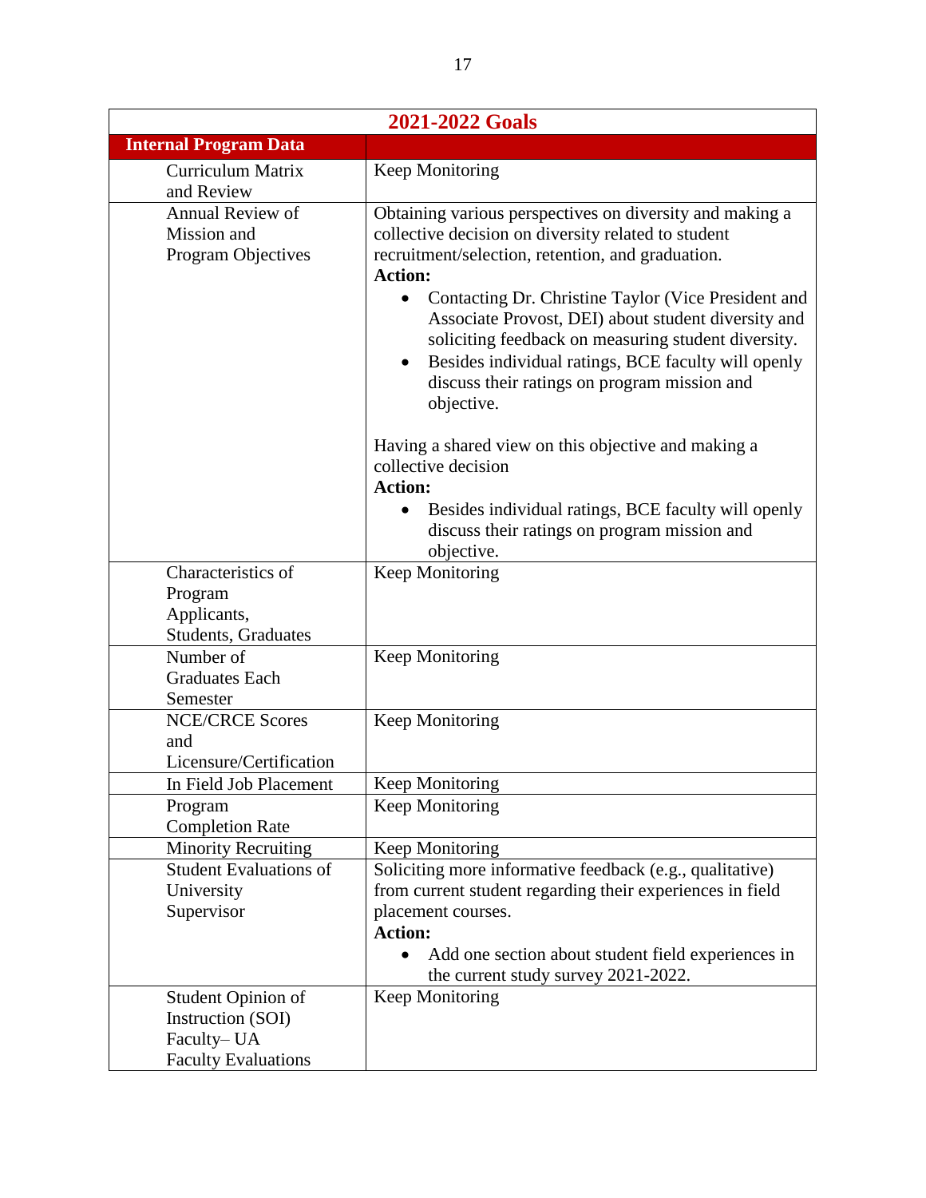| 2021-2022 Goals | |
|---|---|
| **Internal Program Data** | |
| Curriculum Matrix and Review | Keep Monitoring |
| Annual Review of Mission and Program Objectives | Obtaining various perspectives on diversity and making a collective decision on diversity related to student recruitment/selection, retention, and graduation.<br>**Action:**<br>• Contacting Dr. Christine Taylor (Vice President and Associate Provost, DEI) about student diversity and soliciting feedback on measuring student diversity.<br>• Besides individual ratings, BCE faculty will openly discuss their ratings on program mission and objective.<br><br>Having a shared view on this objective and making a collective decision<br>**Action:**<br>• Besides individual ratings, BCE faculty will openly discuss their ratings on program mission and objective. |
| Characteristics of Program Applicants, Students, Graduates | Keep Monitoring |
| Number of Graduates Each Semester | Keep Monitoring |
| NCE/CRCE Scores and Licensure/Certification | Keep Monitoring |
| In Field Job Placement | Keep Monitoring |
| Program Completion Rate | Keep Monitoring |
| Minority Recruiting | Keep Monitoring |
| Student Evaluations of University Supervisor | Soliciting more informative feedback (e.g., qualitative) from current student regarding their experiences in field placement courses.<br>**Action:**<br>• Add one section about student field experiences in the current study survey 2021-2022. |
| Student Opinion of Instruction (SOI) Faculty– UA Faculty Evaluations | Keep Monitoring |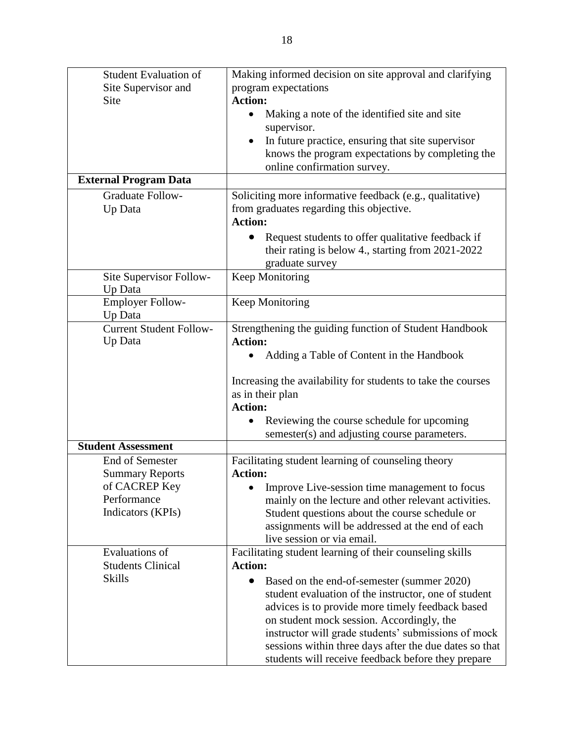| | |
|---|---|
| Student Evaluation of Site Supervisor and Site | Making informed decision on site approval and clarifying program expectations<br>**Action:**<br>• Making a note of the identified site and site supervisor.<br>• In future practice, ensuring that site supervisor knows the program expectations by completing the online confirmation survey. |
| **External Program Data** | |
| Graduate Follow-Up Data | Soliciting more informative feedback (e.g., qualitative) from graduates regarding this objective.<br>**Action:**<br>• Request students to offer qualitative feedback if their rating is below 4., starting from 2021-2022 graduate survey |
| Site Supervisor Follow-Up Data | Keep Monitoring |
| Employer Follow-Up Data | Keep Monitoring |
| Current Student Follow-Up Data | Strengthening the guiding function of Student Handbook<br>**Action:**<br>• Adding a Table of Content in the Handbook<br><br>Increasing the availability for students to take the courses as in their plan<br>**Action:**<br>• Reviewing the course schedule for upcoming semester(s) and adjusting course parameters. |
| **Student Assessment** | |
| End of Semester Summary Reports of CACREP Key Performance Indicators (KPIs) | Facilitating student learning of counseling theory<br>**Action:**<br>• Improve Live-session time management to focus mainly on the lecture and other relevant activities. Student questions about the course schedule or assignments will be addressed at the end of each live session or via email. |
| Evaluations of Students Clinical Skills | Facilitating student learning of their counseling skills<br>**Action:**<br>• Based on the end-of-semester (summer 2020) student evaluation of the instructor, one of student advices is to provide more timely feedback based on student mock session. Accordingly, the instructor will grade students' submissions of mock sessions within three days after the due dates so that students will receive feedback before they prepare |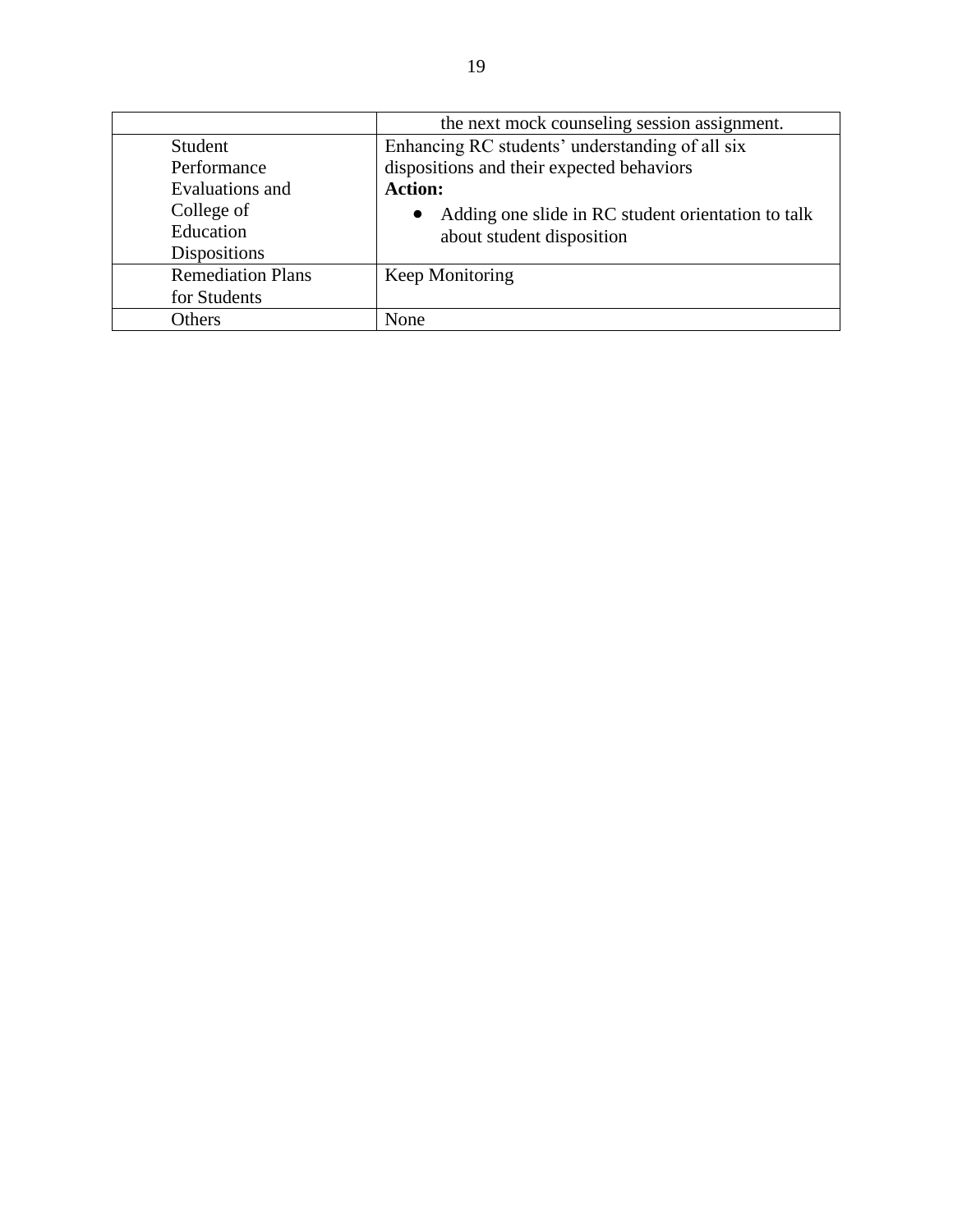| | |
|---|---|
| | the next mock counseling session assignment. |
| Student Performance Evaluations and College of Education Dispositions | Enhancing RC students' understanding of all six dispositions and their expected behaviors<br>**Action:**<br>• Adding one slide in RC student orientation to talk about student disposition |
| Remediation Plans for Students | Keep Monitoring |
| Others | None |